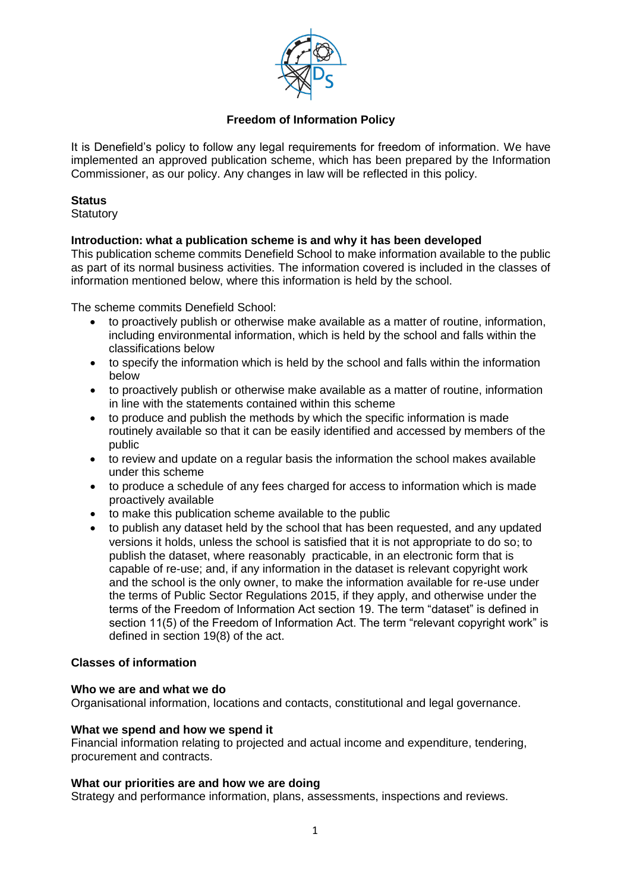# Freedom of Information Policy

It is Denefield's policy to follow any legal requirements for freedom of information. We have implemented an approved publication scheme, which has been prepared by the Information Commissioner, as our policy. Any changes in law will be reflected in this policy.

**Status**
Statutory

**Introduction: what a publication scheme is and why it has been developed**
This publication scheme commits Denefield School to make information available to the public as part of its normal business activities. The information covered is included in the classes of information mentioned below, where this information is held by the school.

The scheme commits Denefield School:

- to proactively publish or otherwise make available as a matter of routine, information, including environmental information, which is held by the school and falls within the classifications below
- to specify the information which is held by the school and falls within the information below
- to proactively publish or otherwise make available as a matter of routine, information in line with the statements contained within this scheme
- to produce and publish the methods by which the specific information is made routinely available so that it can be easily identified and accessed by members of the public
- to review and update on a regular basis the information the school makes available under this scheme
- to produce a schedule of any fees charged for access to information which is made proactively available
- to make this publication scheme available to the public
- to publish any dataset held by the school that has been requested, and any updated versions it holds, unless the school is satisfied that it is not appropriate to do so; to publish the dataset, where reasonably practicable, in an electronic form that is capable of re-use; and, if any information in the dataset is relevant copyright work and the school is the only owner, to make the information available for re-use under the terms of Public Sector Regulations 2015, if they apply, and otherwise under the terms of the Freedom of Information Act section 19. The term "dataset" is defined in section 11(5) of the Freedom of Information Act. The term "relevant copyright work" is defined in section 19(8) of the act.

**Classes of information**

**Who we are and what we do**
Organisational information, locations and contacts, constitutional and legal governance.

**What we spend and how we spend it**
Financial information relating to projected and actual income and expenditure, tendering, procurement and contracts.

**What our priorities are and how we are doing**
Strategy and performance information, plans, assessments, inspections and reviews.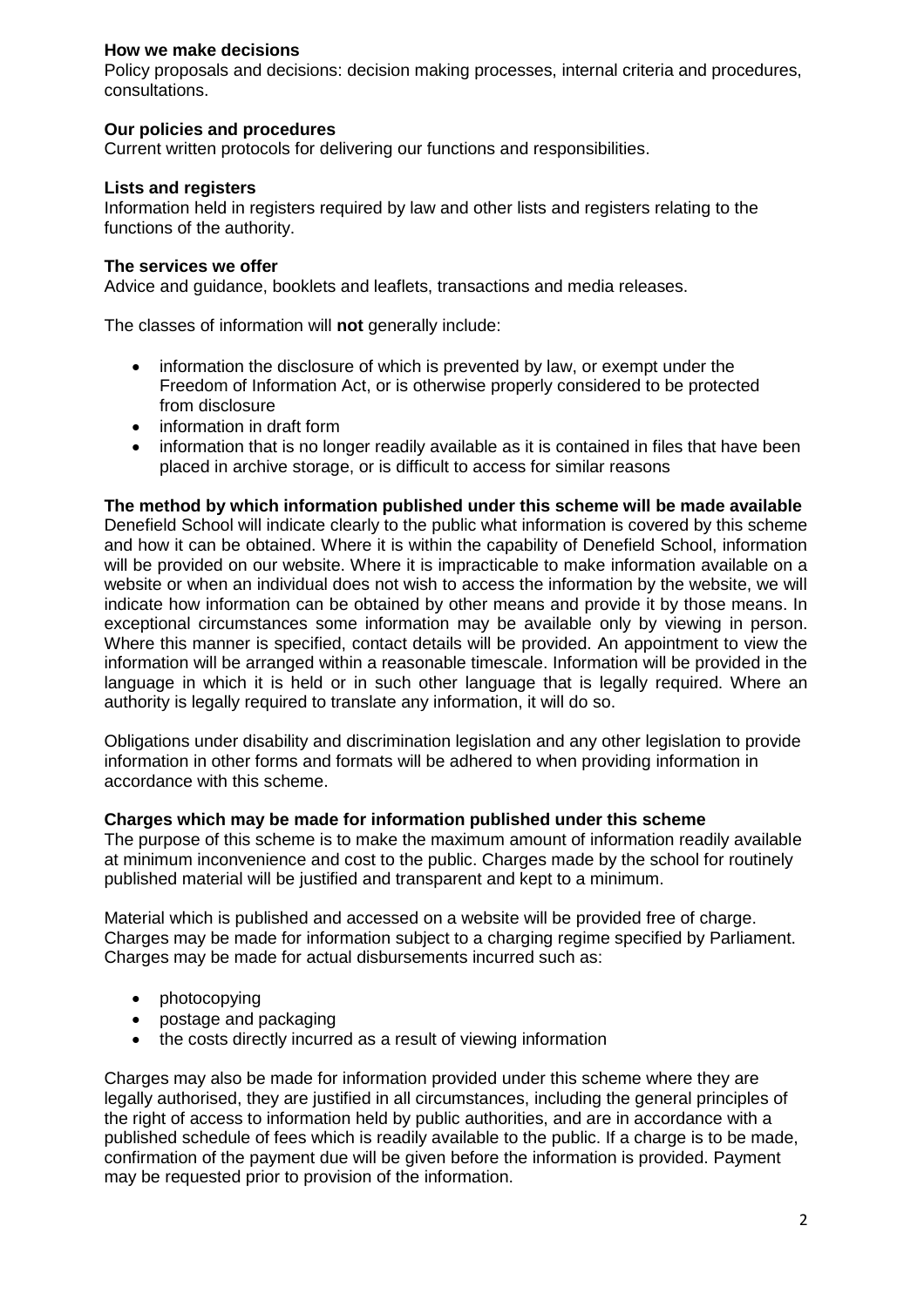**How we make decisions**
Policy proposals and decisions: decision making processes, internal criteria and procedures, consultations.

**Our policies and procedures**
Current written protocols for delivering our functions and responsibilities.

**Lists and registers**
Information held in registers required by law and other lists and registers relating to the functions of the authority.

**The services we offer**
Advice and guidance, booklets and leaflets, transactions and media releases.

The classes of information will **not** generally include:

- information the disclosure of which is prevented by law, or exempt under the Freedom of Information Act, or is otherwise properly considered to be protected from disclosure
- information in draft form
- information that is no longer readily available as it is contained in files that have been placed in archive storage, or is difficult to access for similar reasons

**The method by which information published under this scheme will be made available**
Denefield School will indicate clearly to the public what information is covered by this scheme and how it can be obtained. Where it is within the capability of Denefield School, information will be provided on our website. Where it is impracticable to make information available on a website or when an individual does not wish to access the information by the website, we will indicate how information can be obtained by other means and provide it by those means. In exceptional circumstances some information may be available only by viewing in person. Where this manner is specified, contact details will be provided. An appointment to view the information will be arranged within a reasonable timescale. Information will be provided in the language in which it is held or in such other language that is legally required. Where an authority is legally required to translate any information, it will do so.

Obligations under disability and discrimination legislation and any other legislation to provide information in other forms and formats will be adhered to when providing information in accordance with this scheme.

**Charges which may be made for information published under this scheme**
The purpose of this scheme is to make the maximum amount of information readily available at minimum inconvenience and cost to the public. Charges made by the school for routinely published material will be justified and transparent and kept to a minimum.

Material which is published and accessed on a website will be provided free of charge. Charges may be made for information subject to a charging regime specified by Parliament. Charges may be made for actual disbursements incurred such as:

- photocopying
- postage and packaging
- the costs directly incurred as a result of viewing information

Charges may also be made for information provided under this scheme where they are legally authorised, they are justified in all circumstances, including the general principles of the right of access to information held by public authorities, and are in accordance with a published schedule of fees which is readily available to the public. If a charge is to be made, confirmation of the payment due will be given before the information is provided. Payment may be requested prior to provision of the information.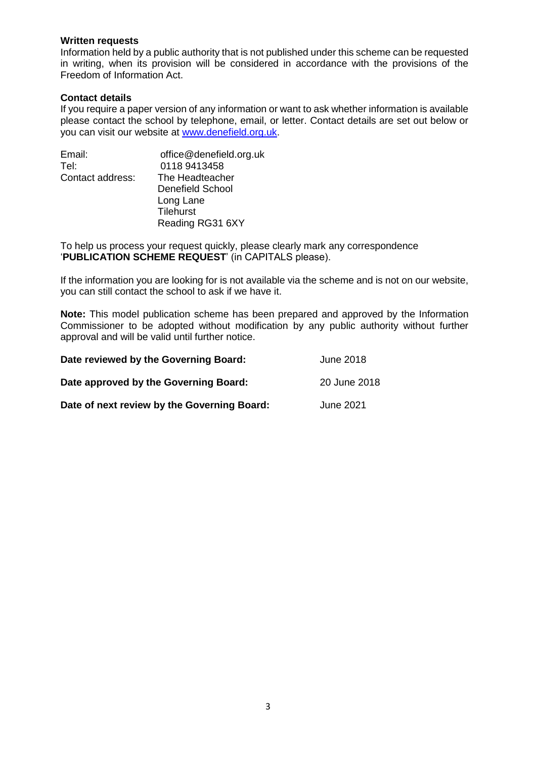**Written requests**

Information held by a public authority that is not published under this scheme can be requested in writing, when its provision will be considered in accordance with the provisions of the Freedom of Information Act.

**Contact details**

If you require a paper version of any information or want to ask whether information is available please contact the school by telephone, email, or letter. Contact details are set out below or you can visit our website at [www.denefield.org.uk](www.denefield.org.uk).

Email: office@denefield.org.uk
Tel: 0118 9413458
Contact address: The Headteacher
Denefield School
Long Lane
Tilehurst
Reading RG31 6XY

To help us process your request quickly, please clearly mark any correspondence '**PUBLICATION SCHEME REQUEST**' (in CAPITALS please).

If the information you are looking for is not available via the scheme and is not on our website, you can still contact the school to ask if we have it.

**Note:** This model publication scheme has been prepared and approved by the Information Commissioner to be adopted without modification by any public authority without further approval and will be valid until further notice.

**Date reviewed by the Governing Board:** June 2018

**Date approved by the Governing Board:** 20 June 2018

**Date of next review by the Governing Board:** June 2021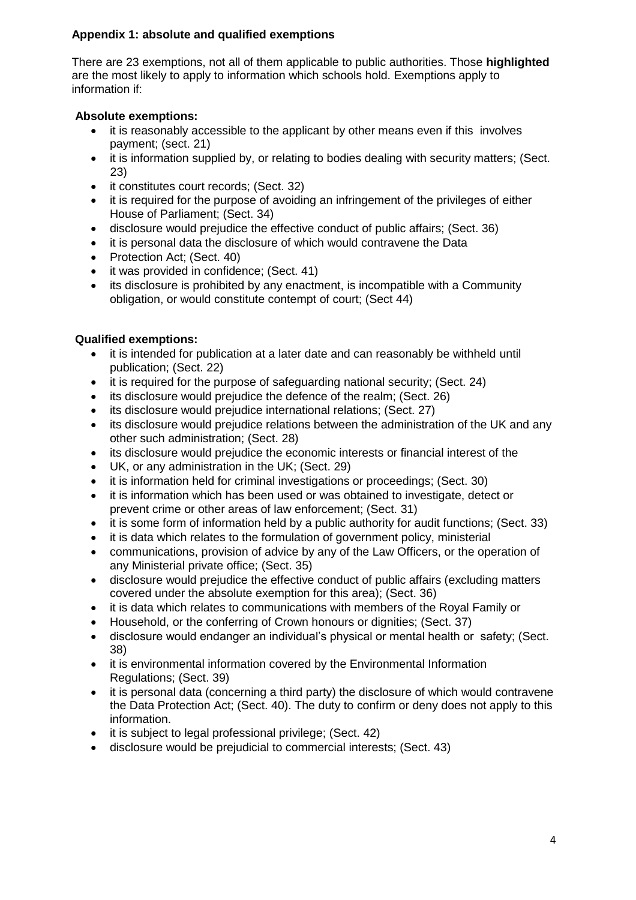**Appendix 1: absolute and qualified exemptions**

There are 23 exemptions, not all of them applicable to public authorities. Those **highlighted** are the most likely to apply to information which schools hold. Exemptions apply to information if:

**Absolute exemptions:**

- it is reasonably accessible to the applicant by other means even if this involves payment; (sect. 21)
- it is information supplied by, or relating to bodies dealing with security matters; (Sect. 23)
- it constitutes court records; (Sect. 32)
- it is required for the purpose of avoiding an infringement of the privileges of either House of Parliament; (Sect. 34)
- disclosure would prejudice the effective conduct of public affairs; (Sect. 36)
- it is personal data the disclosure of which would contravene the Data
- Protection Act; (Sect. 40)
- it was provided in confidence; (Sect. 41)
- its disclosure is prohibited by any enactment, is incompatible with a Community obligation, or would constitute contempt of court; (Sect 44)

**Qualified exemptions:**

- it is intended for publication at a later date and can reasonably be withheld until publication; (Sect. 22)
- it is required for the purpose of safeguarding national security; (Sect. 24)
- its disclosure would prejudice the defence of the realm; (Sect. 26)
- its disclosure would prejudice international relations; (Sect. 27)
- its disclosure would prejudice relations between the administration of the UK and any other such administration; (Sect. 28)
- its disclosure would prejudice the economic interests or financial interest of the
- UK, or any administration in the UK; (Sect. 29)
- it is information held for criminal investigations or proceedings; (Sect. 30)
- it is information which has been used or was obtained to investigate, detect or prevent crime or other areas of law enforcement; (Sect. 31)
- it is some form of information held by a public authority for audit functions; (Sect. 33)
- it is data which relates to the formulation of government policy, ministerial
- communications, provision of advice by any of the Law Officers, or the operation of any Ministerial private office; (Sect. 35)
- disclosure would prejudice the effective conduct of public affairs (excluding matters covered under the absolute exemption for this area); (Sect. 36)
- it is data which relates to communications with members of the Royal Family or
- Household, or the conferring of Crown honours or dignities; (Sect. 37)
- disclosure would endanger an individual's physical or mental health or safety; (Sect. 38)
- it is environmental information covered by the Environmental Information Regulations; (Sect. 39)
- it is personal data (concerning a third party) the disclosure of which would contravene the Data Protection Act; (Sect. 40). The duty to confirm or deny does not apply to this information.
- it is subject to legal professional privilege; (Sect. 42)
- disclosure would be prejudicial to commercial interests; (Sect. 43)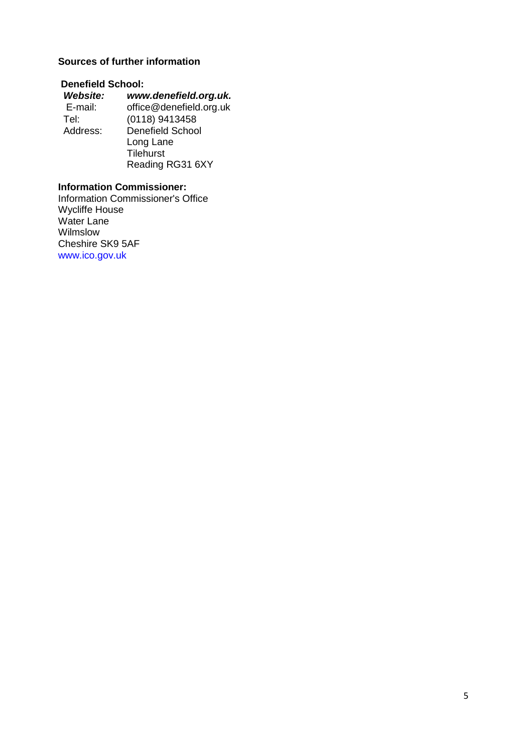### Sources of further information

**Denefield School:**

| | |
|---|---|
| ***Website:*** | ***www.denefield.org.uk.*** |
| E-mail: | office@denefield.org.uk |
| Tel: | (0118) 9413458 |
| Address: | Denefield School<br>Long Lane<br>Tilehurst<br>Reading RG31 6XY |

**Information Commissioner:**

Information Commissioner's Office
Wycliffe House
Water Lane
Wilmslow
Cheshire SK9 5AF
www.ico.gov.uk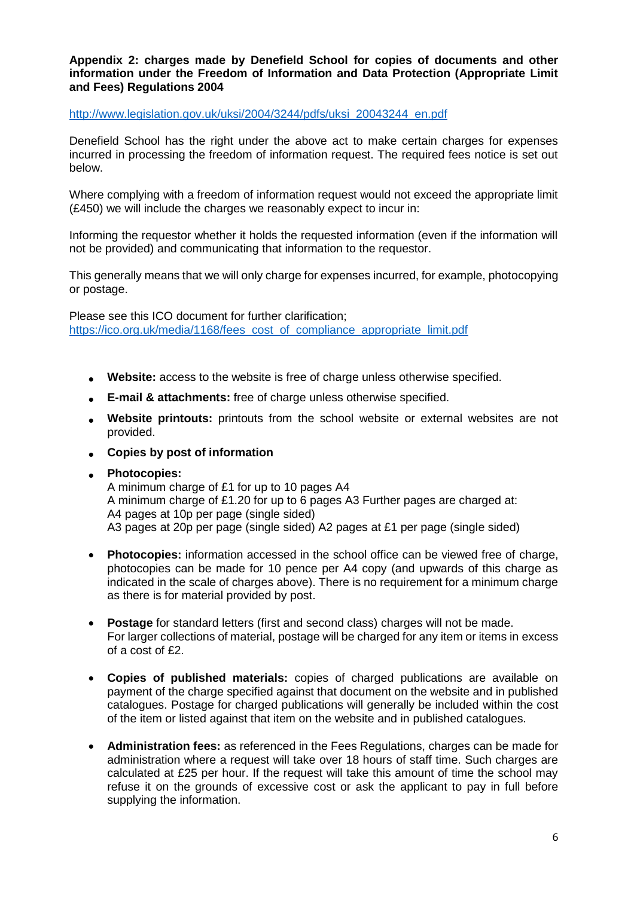**Appendix 2: charges made by Denefield School for copies of documents and other information under the Freedom of Information and Data Protection (Appropriate Limit and Fees) Regulations 2004**

http://www.legislation.gov.uk/uksi/2004/3244/pdfs/uksi_20043244_en.pdf

Denefield School has the right under the above act to make certain charges for expenses incurred in processing the freedom of information request. The required fees notice is set out below.

Where complying with a freedom of information request would not exceed the appropriate limit (£450) we will include the charges we reasonably expect to incur in:

Informing the requestor whether it holds the requested information (even if the information will not be provided) and communicating that information to the requestor.

This generally means that we will only charge for expenses incurred, for example, photocopying or postage.

Please see this ICO document for further clarification; https://ico.org.uk/media/1168/fees_cost_of_compliance_appropriate_limit.pdf

- **Website:** access to the website is free of charge unless otherwise specified.
- **E-mail & attachments:** free of charge unless otherwise specified.
- **Website printouts:** printouts from the school website or external websites are not provided.
- **Copies by post of information**
- **Photocopies:**
  A minimum charge of £1 for up to 10 pages A4
  A minimum charge of £1.20 for up to 6 pages A3 Further pages are charged at:
  A4 pages at 10p per page (single sided)
  A3 pages at 20p per page (single sided) A2 pages at £1 per page (single sided)
- **Photocopies:** information accessed in the school office can be viewed free of charge, photocopies can be made for 10 pence per A4 copy (and upwards of this charge as indicated in the scale of charges above). There is no requirement for a minimum charge as there is for material provided by post.
- **Postage** for standard letters (first and second class) charges will not be made. For larger collections of material, postage will be charged for any item or items in excess of a cost of £2.
- **Copies of published materials:** copies of charged publications are available on payment of the charge specified against that document on the website and in published catalogues. Postage for charged publications will generally be included within the cost of the item or listed against that item on the website and in published catalogues.
- **Administration fees:** as referenced in the Fees Regulations, charges can be made for administration where a request will take over 18 hours of staff time. Such charges are calculated at £25 per hour. If the request will take this amount of time the school may refuse it on the grounds of excessive cost or ask the applicant to pay in full before supplying the information.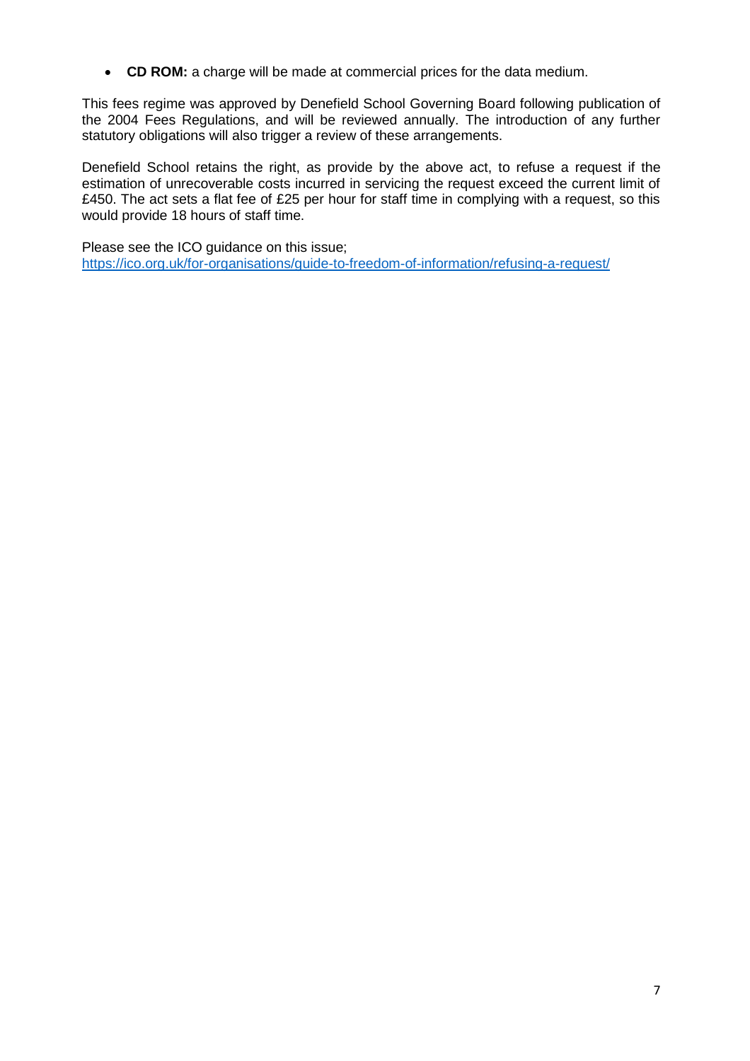- **CD ROM:** a charge will be made at commercial prices for the data medium.

This fees regime was approved by Denefield School Governing Board following publication of the 2004 Fees Regulations, and will be reviewed annually. The introduction of any further statutory obligations will also trigger a review of these arrangements.

Denefield School retains the right, as provide by the above act, to refuse a request if the estimation of unrecoverable costs incurred in servicing the request exceed the current limit of £450. The act sets a flat fee of £25 per hour for staff time in complying with a request, so this would provide 18 hours of staff time.

Please see the ICO guidance on this issue;
https://ico.org.uk/for-organisations/guide-to-freedom-of-information/refusing-a-request/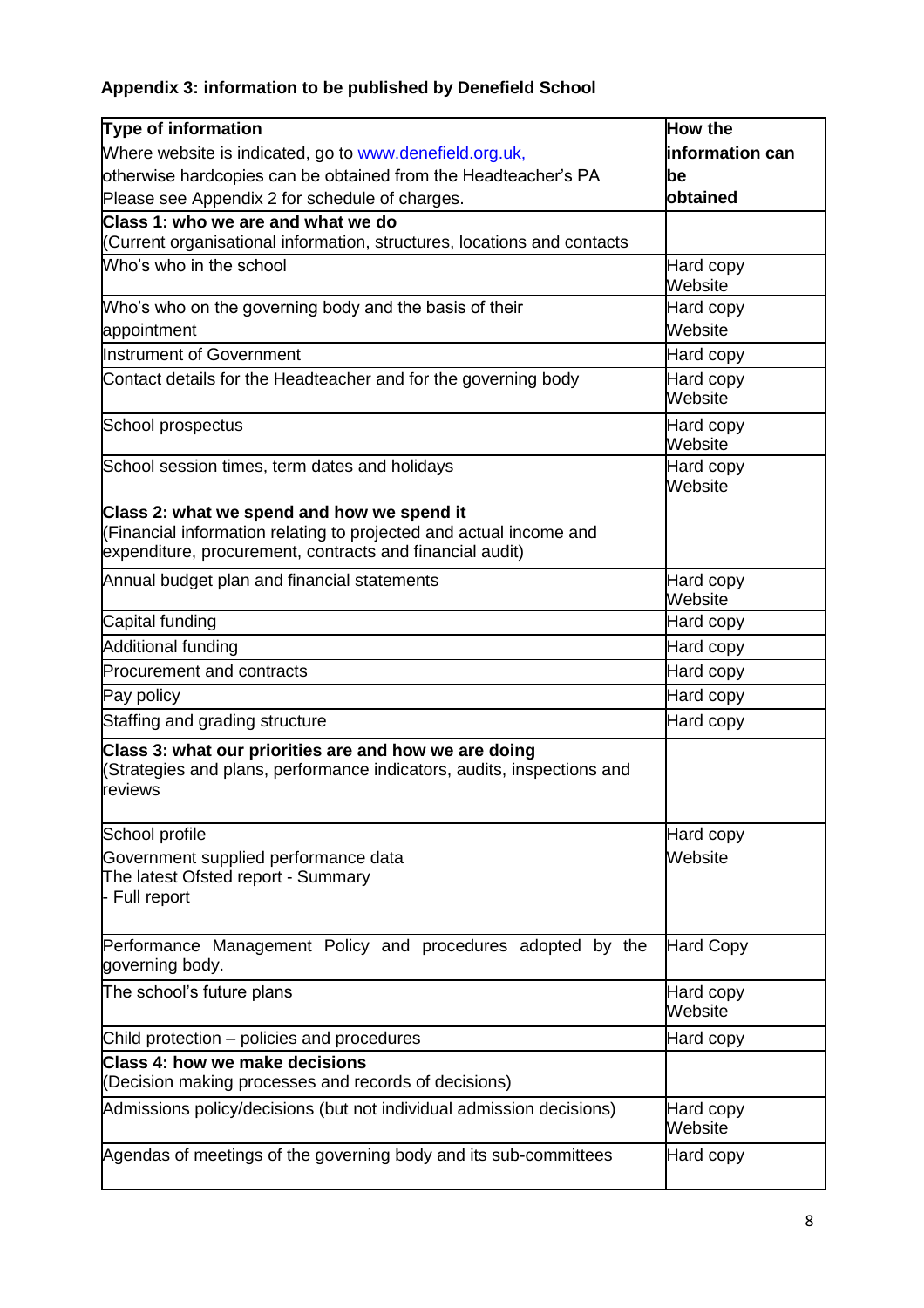## Appendix 3: information to be published by Denefield School

| Type of information<br>Where website is indicated, go to www.denefield.org.uk, otherwise hardcopies can be obtained from the Headteacher's PA<br>Please see Appendix 2 for schedule of charges. | How the information can be obtained |
|---|---|
| **Class 1: who we are and what we do**<br>(Current organisational information, structures, locations and contacts | |
| Who's who in the school | Hard copy<br>Website |
| Who's who on the governing body and the basis of their appointment | Hard copy<br>Website |
| Instrument of Government | Hard copy |
| Contact details for the Headteacher and for the governing body | Hard copy<br>Website |
| School prospectus | Hard copy<br>Website |
| School session times, term dates and holidays | Hard copy<br>Website |
| **Class 2: what we spend and how we spend it**<br>(Financial information relating to projected and actual income and expenditure, procurement, contracts and financial audit) | |
| Annual budget plan and financial statements | Hard copy<br>Website |
| Capital funding | Hard copy |
| Additional funding | Hard copy |
| Procurement and contracts | Hard copy |
| Pay policy | Hard copy |
| Staffing and grading structure | Hard copy |
| **Class 3: what our priorities are and how we are doing**<br>(Strategies and plans, performance indicators, audits, inspections and reviews | |
| School profile<br>Government supplied performance data<br>The latest Ofsted report - Summary<br>- Full report | Hard copy<br>Website |
| Performance Management Policy and procedures adopted by the governing body. | Hard Copy |
| The school's future plans | Hard copy<br>Website |
| Child protection – policies and procedures | Hard copy |
| **Class 4: how we make decisions**<br>(Decision making processes and records of decisions) | |
| Admissions policy/decisions (but not individual admission decisions) | Hard copy<br>Website |
| Agendas of meetings of the governing body and its sub-committees | Hard copy |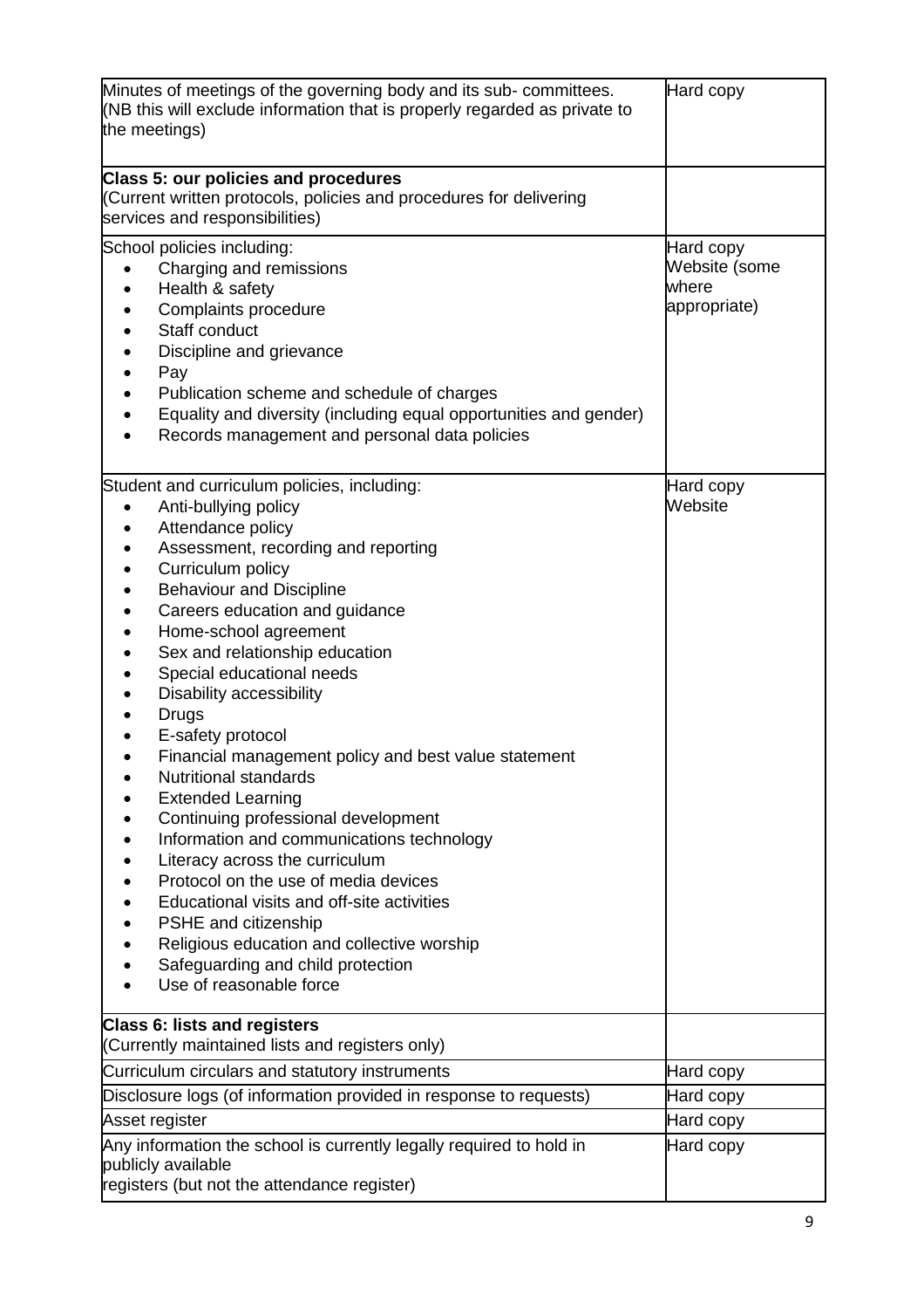| | |
|---|---|
| Minutes of meetings of the governing body and its sub- committees. (NB this will exclude information that is properly regarded as private to the meetings) | Hard copy |
| **Class 5: our policies and procedures**<br>(Current written protocols, policies and procedures for delivering services and responsibilities) | |
| School policies including:<br>• Charging and remissions<br>• Health & safety<br>• Complaints procedure<br>• Staff conduct<br>• Discipline and grievance<br>• Pay<br>• Publication scheme and schedule of charges<br>• Equality and diversity (including equal opportunities and gender)<br>• Records management and personal data policies | Hard copy<br>Website (some where appropriate) |
| Student and curriculum policies, including:<br>• Anti-bullying policy<br>• Attendance policy<br>• Assessment, recording and reporting<br>• Curriculum policy<br>• Behaviour and Discipline<br>• Careers education and guidance<br>• Home-school agreement<br>• Sex and relationship education<br>• Special educational needs<br>• Disability accessibility<br>• Drugs<br>• E-safety protocol<br>• Financial management policy and best value statement<br>• Nutritional standards<br>• Extended Learning<br>• Continuing professional development<br>• Information and communications technology<br>• Literacy across the curriculum<br>• Protocol on the use of media devices<br>• Educational visits and off-site activities<br>• PSHE and citizenship<br>• Religious education and collective worship<br>• Safeguarding and child protection<br>• Use of reasonable force | Hard copy<br>Website |
| **Class 6: lists and registers**<br>(Currently maintained lists and registers only) | |
| Curriculum circulars and statutory instruments | Hard copy |
| Disclosure logs (of information provided in response to requests) | Hard copy |
| Asset register | Hard copy |
| Any information the school is currently legally required to hold in publicly available registers (but not the attendance register) | Hard copy |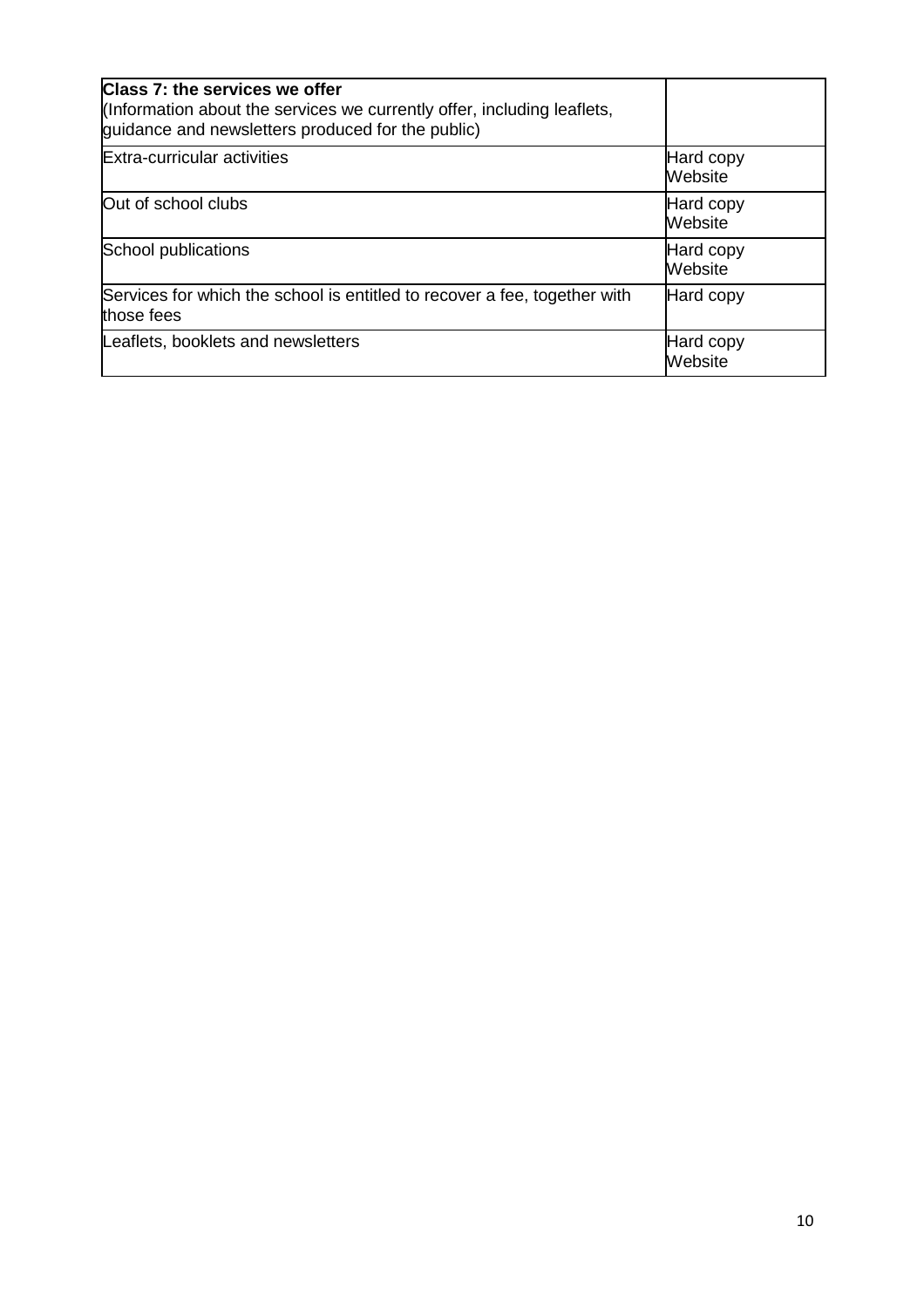| **Class 7: the services we offer**<br>(Information about the services we currently offer, including leaflets, guidance and newsletters produced for the public) | |
|---|---|
| Extra-curricular activities | Hard copy<br>Website |
| Out of school clubs | Hard copy<br>Website |
| School publications | Hard copy<br>Website |
| Services for which the school is entitled to recover a fee, together with those fees | Hard copy |
| Leaflets, booklets and newsletters | Hard copy<br>Website |